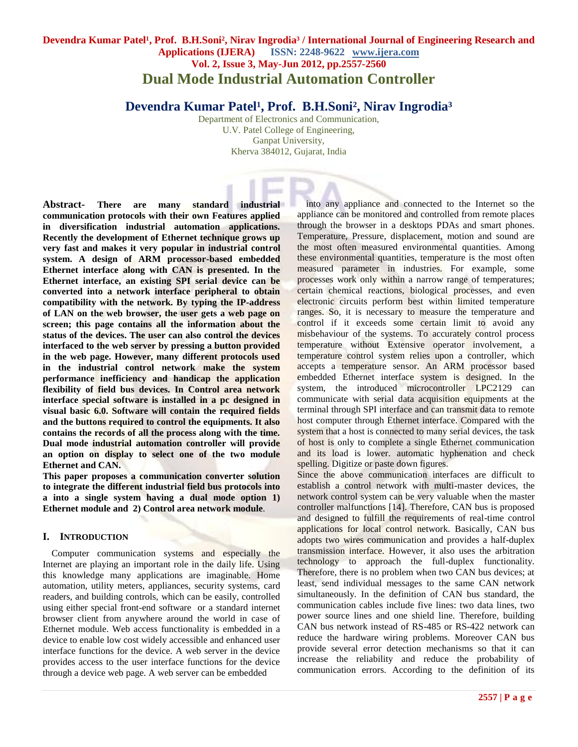# Dual Mode Industrial Automation Controller

## Devendra Kumar Patel[1], Prof. B.H.Soni[2], Nirav Ingrodia[3]

Department of Electronics and Communication,
U.V. Patel College of Engineering,
Ganpat University,
Kherva 384012, Gujarat, India

**Abstract- There are many standard industrial communication protocols with their own Features applied in diversification industrial automation applications. Recently the development of Ethernet technique grows up very fast and makes it very popular in industrial control system. A design of ARM processor-based embedded Ethernet interface along with CAN is presented. In the Ethernet interface, an existing SPI serial device can be converted into a network interface peripheral to obtain compatibility with the network. By typing the IP-address of LAN on the web browser, the user gets a web page on screen; this page contains all the information about the status of the devices. The user can also control the devices interfaced to the web server by pressing a button provided in the web page. However, many different protocols used in the industrial control network make the system performance inefficiency and handicap the application flexibility of field bus devices. In Control area network interface special software is installed in a pc designed in visual basic 6.0. Software will contain the required fields and the buttons required to control the equipments. It also contains the records of all the process along with the time. Dual mode industrial automation controller will provide an option on display to select one of the two module Ethernet and CAN.**

**This paper proposes a communication converter solution to integrate the different industrial field bus protocols into a into a single system having a dual mode option 1) Ethernet module and 2) Control area network module**.

## I. Introduction

Computer communication systems and especially the Internet are playing an important role in the daily life. Using this knowledge many applications are imaginable. Home automation, utility meters, appliances, security systems, card readers, and building controls, which can be easily, controlled using either special front-end software or a standard internet browser client from anywhere around the world in case of Ethernet module. Web access functionality is embedded in a device to enable low cost widely accessible and enhanced user interface functions for the device. A web server in the device provides access to the user interface functions for the device through a device web page. A web server can be embedded into any appliance and connected to the Internet so the appliance can be monitored and controlled from remote places through the browser in a desktops PDAs and smart phones. Temperature, Pressure, displacement, motion and sound are the most often measured environmental quantities. Among these environmental quantities, temperature is the most often measured parameter in industries. For example, some processes work only within a narrow range of temperatures; certain chemical reactions, biological processes, and even electronic circuits perform best within limited temperature ranges. So, it is necessary to measure the temperature and control if it exceeds some certain limit to avoid any misbehaviour of the systems. To accurately control process temperature without Extensive operator involvement, a temperature control system relies upon a controller, which accepts a temperature sensor. An ARM processor based embedded Ethernet interface system is designed. In the system, the introduced microcontroller LPC2129 can communicate with serial data acquisition equipments at the terminal through SPI interface and can transmit data to remote host computer through Ethernet interface. Compared with the system that a host is connected to many serial devices, the task of host is only to complete a single Ethernet communication and its load is lower. automatic hyphenation and check spelling. Digitize or paste down figures.

Since the above communication interfaces are difficult to establish a control network with multi-master devices, the network control system can be very valuable when the master controller malfunctions [14]. Therefore, CAN bus is proposed and designed to fulfill the requirements of real-time control applications for local control network. Basically, CAN bus adopts two wires communication and provides a half-duplex transmission interface. However, it also uses the arbitration technology to approach the full-duplex functionality. Therefore, there is no problem when two CAN bus devices; at least, send individual messages to the same CAN network simultaneously. In the definition of CAN bus standard, the communication cables include five lines: two data lines, two power source lines and one shield line. Therefore, building CAN bus network instead of RS-485 or RS-422 network can reduce the hardware wiring problems. Moreover CAN bus provide several error detection mechanisms so that it can increase the reliability and reduce the probability of communication errors. According to the definition of its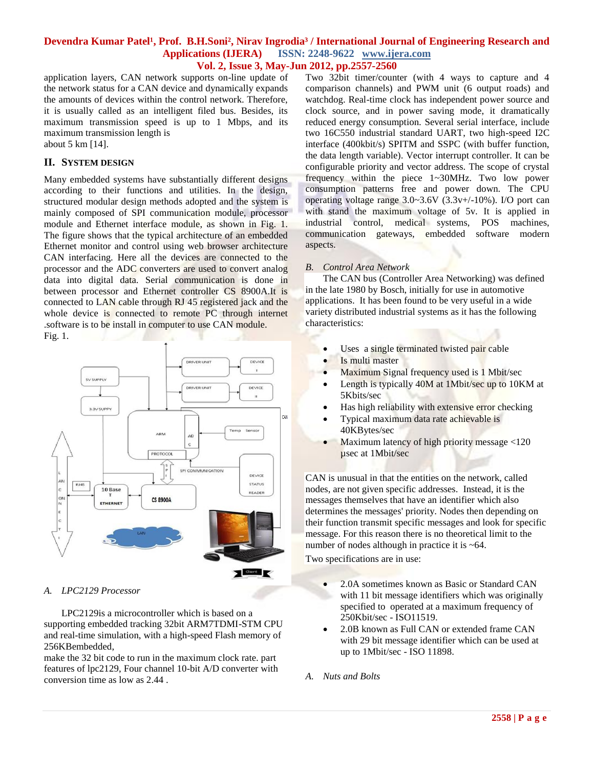application layers, CAN network supports on-line update of the network status for a CAN device and dynamically expands the amounts of devices within the control network. Therefore, it is usually called as an intelligent filed bus. Besides, its maximum transmission speed is up to 1 Mbps, and its maximum transmission length is about 5 km [14].

## II. System Design

Many embedded systems have substantially different designs according to their functions and utilities. In the design, structured modular design methods adopted and the system is mainly composed of SPI communication module, processor module and Ethernet interface module, as shown in Fig. 1. The figure shows that the typical architecture of an embedded Ethernet monitor and control using web browser architecture CAN interfacing. Here all the devices are connected to the processor and the ADC converters are used to convert analog data into digital data. Serial communication is done in between processor and Ethernet controller CS 8900A.It is connected to LAN cable through RJ 45 registered jack and the whole device is connected to remote PC through internet .software is to be install in computer to use CAN module.

Fig. 1.

### A. LPC2129 Processor

LPC2129is a microcontroller which is based on a supporting embedded tracking 32bit ARM7TDMI-STM CPU and real-time simulation, with a high-speed Flash memory of 256KBembedded,

make the 32 bit code to run in the maximum clock rate. part features of lpc2129, Four channel 10-bit A/D converter with conversion time as low as 2.44 . Two 32bit timer/counter (with 4 ways to capture and 4 comparison channels) and PWM unit (6 output roads) and watchdog. Real-time clock has independent power source and clock source, and in power saving mode, it dramatically reduced energy consumption. Several serial interface, include two 16C550 industrial standard UART, two high-speed I2C interface (400kbit/s) SPITM and SSPC (with buffer function, the data length variable). Vector interrupt controller. It can be configurable priority and vector address. The scope of crystal frequency within the piece 1~30MHz. Two low power consumption patterns free and power down. The CPU operating voltage range 3.0~3.6V (3.3v+/-10%). I/O port can with stand the maximum voltage of 5v. It is applied in industrial control, medical systems, POS machines, communication gateways, embedded software modern aspects.

### B. Control Area Network

The CAN bus (Controller Area Networking) was defined in the late 1980 by Bosch, initially for use in automotive applications. It has been found to be very useful in a wide variety distributed industrial systems as it has the following characteristics:

- Uses a single terminated twisted pair cable
- Is multi master
- Maximum Signal frequency used is 1 Mbit/sec
- Length is typically 40M at 1Mbit/sec up to 10KM at 5Kbits/sec
- Has high reliability with extensive error checking
- Typical maximum data rate achievable is 40KBytes/sec
- Maximum latency of high priority message <120 µsec at 1Mbit/sec

CAN is unusual in that the entities on the network, called nodes, are not given specific addresses. Instead, it is the messages themselves that have an identifier which also determines the messages' priority. Nodes then depending on their function transmit specific messages and look for specific message. For this reason there is no theoretical limit to the number of nodes although in practice it is ~64.

Two specifications are in use:

- 2.0A sometimes known as Basic or Standard CAN with 11 bit message identifiers which was originally specified to operated at a maximum frequency of 250Kbit/sec - ISO11519.
- 2.0B known as Full CAN or extended frame CAN with 29 bit message identifier which can be used at up to 1Mbit/sec - ISO 11898.

### A. Nuts and Bolts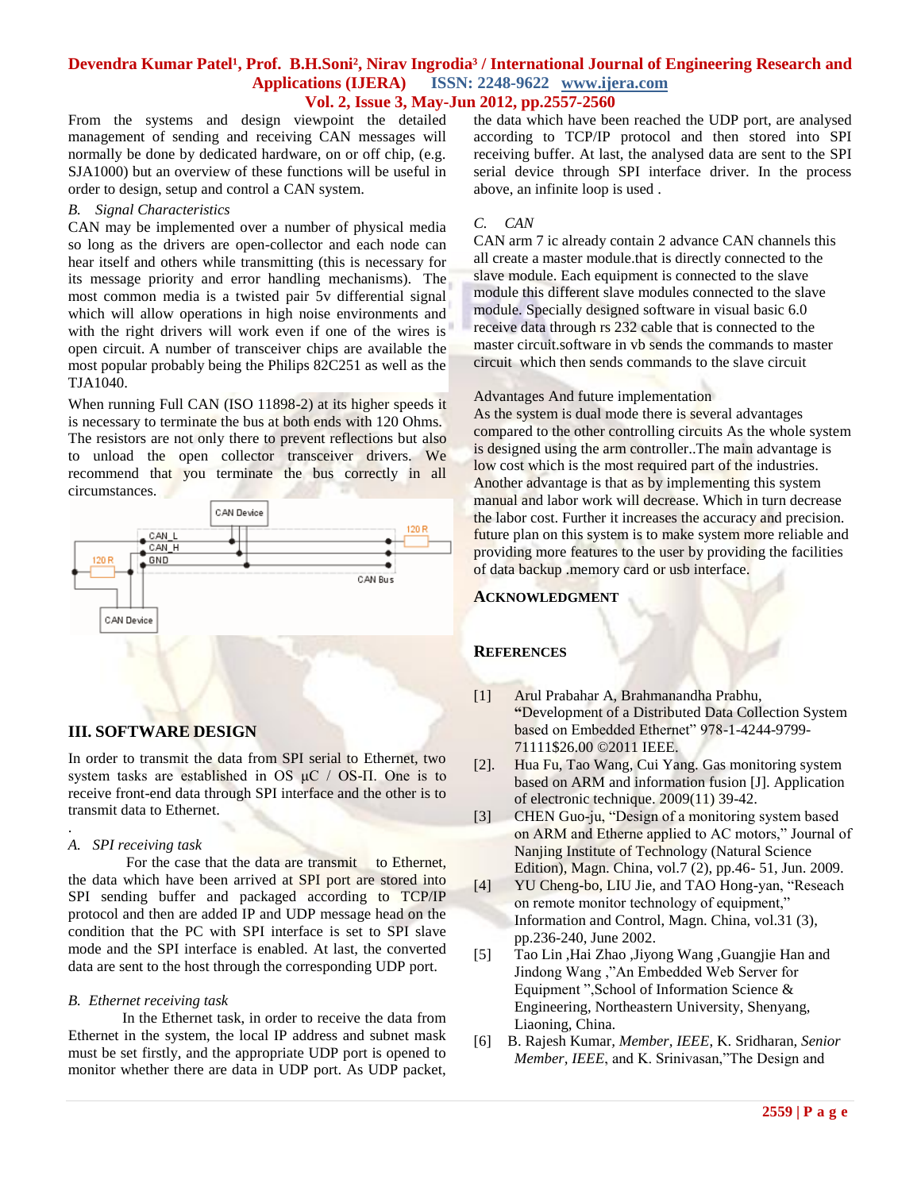From the systems and design viewpoint the detailed management of sending and receiving CAN messages will normally be done by dedicated hardware, on or off chip, (e.g. SJA1000) but an overview of these functions will be useful in order to design, setup and control a CAN system.

*B. Signal Characteristics*

CAN may be implemented over a number of physical media so long as the drivers are open-collector and each node can hear itself and others while transmitting (this is necessary for its message priority and error handling mechanisms). The most common media is a twisted pair 5v differential signal which will allow operations in high noise environments and with the right drivers will work even if one of the wires is open circuit. A number of transceiver chips are available the most popular probably being the Philips 82C251 as well as the TJA1040.

When running Full CAN (ISO 11898-2) at its higher speeds it is necessary to terminate the bus at both ends with 120 Ohms. The resistors are not only there to prevent reflections but also to unload the open collector transceiver drivers. We recommend that you terminate the bus correctly in all circumstances.

## III. SOFTWARE DESIGN

In order to transmit the data from SPI serial to Ethernet, two system tasks are established in OS μC / OS-Π. One is to receive front-end data through SPI interface and the other is to transmit data to Ethernet.

.

*A. SPI receiving task*

For the case that the data are transmit to Ethernet, the data which have been arrived at SPI port are stored into SPI sending buffer and packaged according to TCP/IP protocol and then are added IP and UDP message head on the condition that the PC with SPI interface is set to SPI slave mode and the SPI interface is enabled. At last, the converted data are sent to the host through the corresponding UDP port.

*B. Ethernet receiving task*

In the Ethernet task, in order to receive the data from Ethernet in the system, the local IP address and subnet mask must be set firstly, and the appropriate UDP port is opened to monitor whether there are data in UDP port. As UDP packet, the data which have been reached the UDP port, are analysed according to TCP/IP protocol and then stored into SPI receiving buffer. At last, the analysed data are sent to the SPI serial device through SPI interface driver. In the process above, an infinite loop is used .

*C. CAN*

CAN arm 7 ic already contain 2 advance CAN channels this all create a master module.that is directly connected to the slave module. Each equipment is connected to the slave module this different slave modules connected to the slave module. Specially designed software in visual basic 6.0 receive data through rs 232 cable that is connected to the master circuit.software in vb sends the commands to master circuit which then sends commands to the slave circuit

Advantages And future implementation

As the system is dual mode there is several advantages compared to the other controlling circuits As the whole system is designed using the arm controller..The main advantage is low cost which is the most required part of the industries. Another advantage is that as by implementing this system manual and labor work will decrease. Which in turn decrease the labor cost. Further it increases the accuracy and precision. future plan on this system is to make system more reliable and providing more features to the user by providing the facilities of data backup .memory card or usb interface.

## ACKNOWLEDGMENT

## REFERENCES

[1] Arul Prabahar A, Brahmanandha Prabhu, "Development of a Distributed Data Collection System based on Embedded Ethernet" 978-1-4244-9799-71111$26.00 ©2011 IEEE.

[2]. Hua Fu, Tao Wang, Cui Yang. Gas monitoring system based on ARM and information fusion [J]. Application of electronic technique. 2009(11) 39-42.

[3] CHEN Guo-ju, "Design of a monitoring system based on ARM and Etherne applied to AC motors," Journal of Nanjing Institute of Technology (Natural Science Edition), Magn. China, vol.7 (2), pp.46- 51, Jun. 2009.

[4] YU Cheng-bo, LIU Jie, and TAO Hong-yan, "Reseach on remote monitor technology of equipment," Information and Control, Magn. China, vol.31 (3), pp.236-240, June 2002.

[5] Tao Lin ,Hai Zhao ,Jiyong Wang ,Guangjie Han and Jindong Wang ,"An Embedded Web Server for Equipment ",School of Information Science & Engineering, Northeastern University, Shenyang, Liaoning, China.

[6] B. Rajesh Kumar, *Member, IEEE*, K. Sridharan, *Senior Member, IEEE*, and K. Srinivasan,"The Design and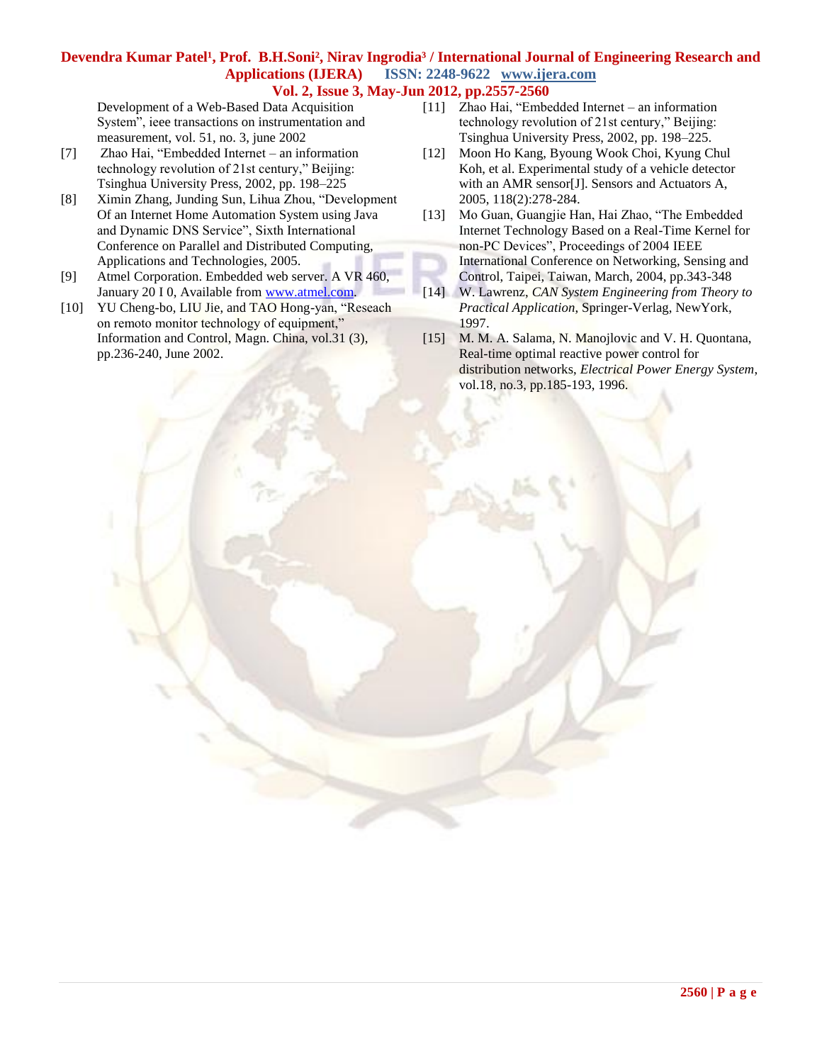Development of a Web-Based Data Acquisition System", ieee transactions on instrumentation and measurement, vol. 51, no. 3, june 2002

[7] Zhao Hai, "Embedded Internet – an information technology revolution of 21st century," Beijing: Tsinghua University Press, 2002, pp. 198–225

[8] Ximin Zhang, Junding Sun, Lihua Zhou, "Development Of an Internet Home Automation System using Java and Dynamic DNS Service", Sixth International Conference on Parallel and Distributed Computing, Applications and Technologies, 2005.

[9] Atmel Corporation. Embedded web server. A VR 460, January 20 I 0, Available from www.atmel.com.

[10] YU Cheng-bo, LIU Jie, and TAO Hong-yan, "Reseach on remoto monitor technology of equipment," Information and Control, Magn. China, vol.31 (3), pp.236-240, June 2002.

[11] Zhao Hai, "Embedded Internet – an information technology revolution of 21st century," Beijing: Tsinghua University Press, 2002, pp. 198–225.

[12] Moon Ho Kang, Byoung Wook Choi, Kyung Chul Koh, et al. Experimental study of a vehicle detector with an AMR sensor[J]. Sensors and Actuators A, 2005, 118(2):278-284.

[13] Mo Guan, Guangjie Han, Hai Zhao, "The Embedded Internet Technology Based on a Real-Time Kernel for non-PC Devices", Proceedings of 2004 IEEE International Conference on Networking, Sensing and Control, Taipei, Taiwan, March, 2004, pp.343-348

[14] W. Lawrenz, *CAN System Engineering from Theory to Practical Application*, Springer-Verlag, NewYork, 1997.

[15] M. M. A. Salama, N. Manojlovic and V. H. Quontana, Real-time optimal reactive power control for distribution networks, *Electrical Power Energy System*, vol.18, no.3, pp.185-193, 1996.